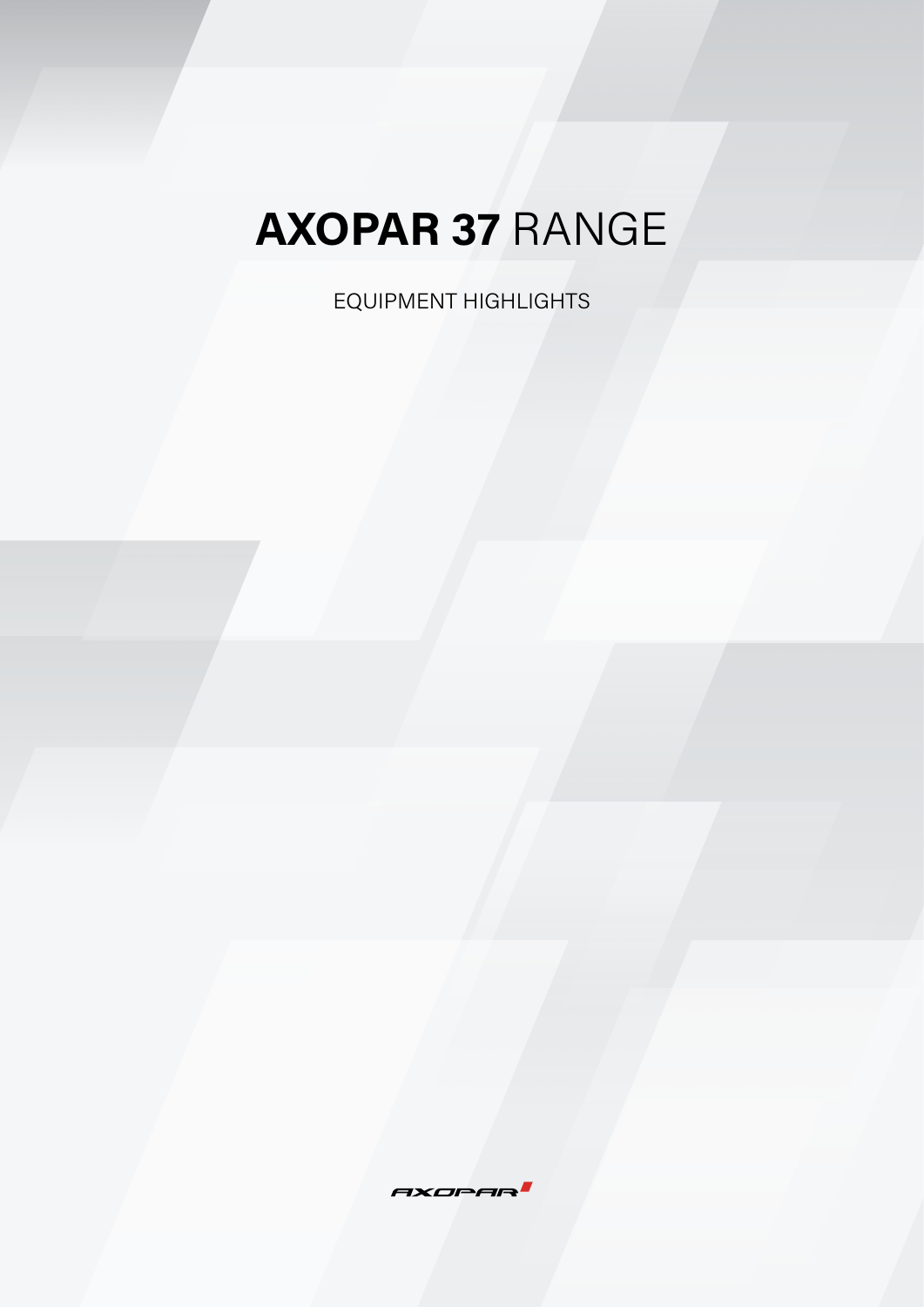# **AXOPAR 37** RANGE

EQUIPMENT HIGHLIGHTS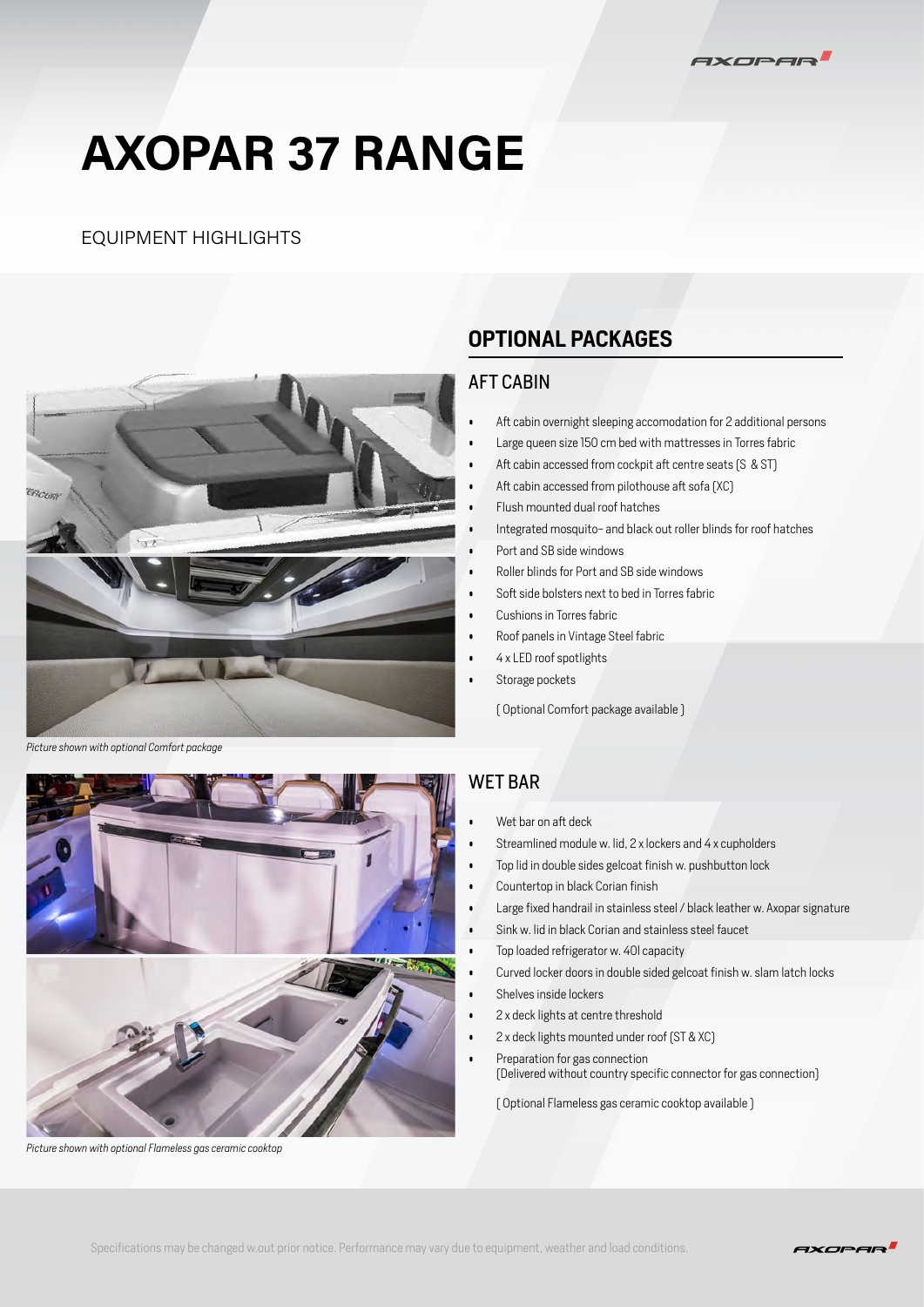# AXOPAR 37 RANGE

EQUIPMENT HIGHLIGHTS

## OPTIONAL PACKAGES

### AFT CABIN

- Aft cabin overnight sleeping accomodation for 2 additional persons
- Large queen size 150 cm bed with mattresses in Torres fabric
- Aft cabin accessed from cockpit aft centre seats (S & ST)
- Aft cabin accessed from pilothouse aft sofa (XC)
- Flush mounted dual roof hatches
- Integrated mosquito- and black out roller blinds for roof hatches
- Port and SB side windows
- Roller blinds for Port and SB side windows
- Soft side bolsters next to bed in Torres fabric
- Cushions in Torres fabric
- Roof panels in Vintage Steel fabric
- 4 x LED roof spotlights
- Storage pockets

( Optional Comfort package available )

*Picture shown with optional Comfort package*

### WET BAR

- Wet bar on aft deck
- Streamlined module w. lid, 2 x lockers and 4 x cupholders
- Top lid in double sides gelcoat finish w. pushbutton lock
- Countertop in black Corian finish
- Large fixed handrail in stainless steel / black leather w. Axopar signature
- Sink w. lid in black Corian and stainless steel faucet
- Top loaded refrigerator w. 40l capacity
- Curved locker doors in double sided gelcoat finish w. slam latch locks
- Shelves inside lockers
- 2 x deck lights at centre threshold
- 2 x deck lights mounted under roof (ST & XC)
- Preparation for gas connection
  (Delivered without country specific connector for gas connection)

( Optional Flameless gas ceramic cooktop available )

*Picture shown with optional Flameless gas ceramic cooktop*

Specifications may be changed w.out prior notice. Performance may vary due to equipment, weather and load conditions.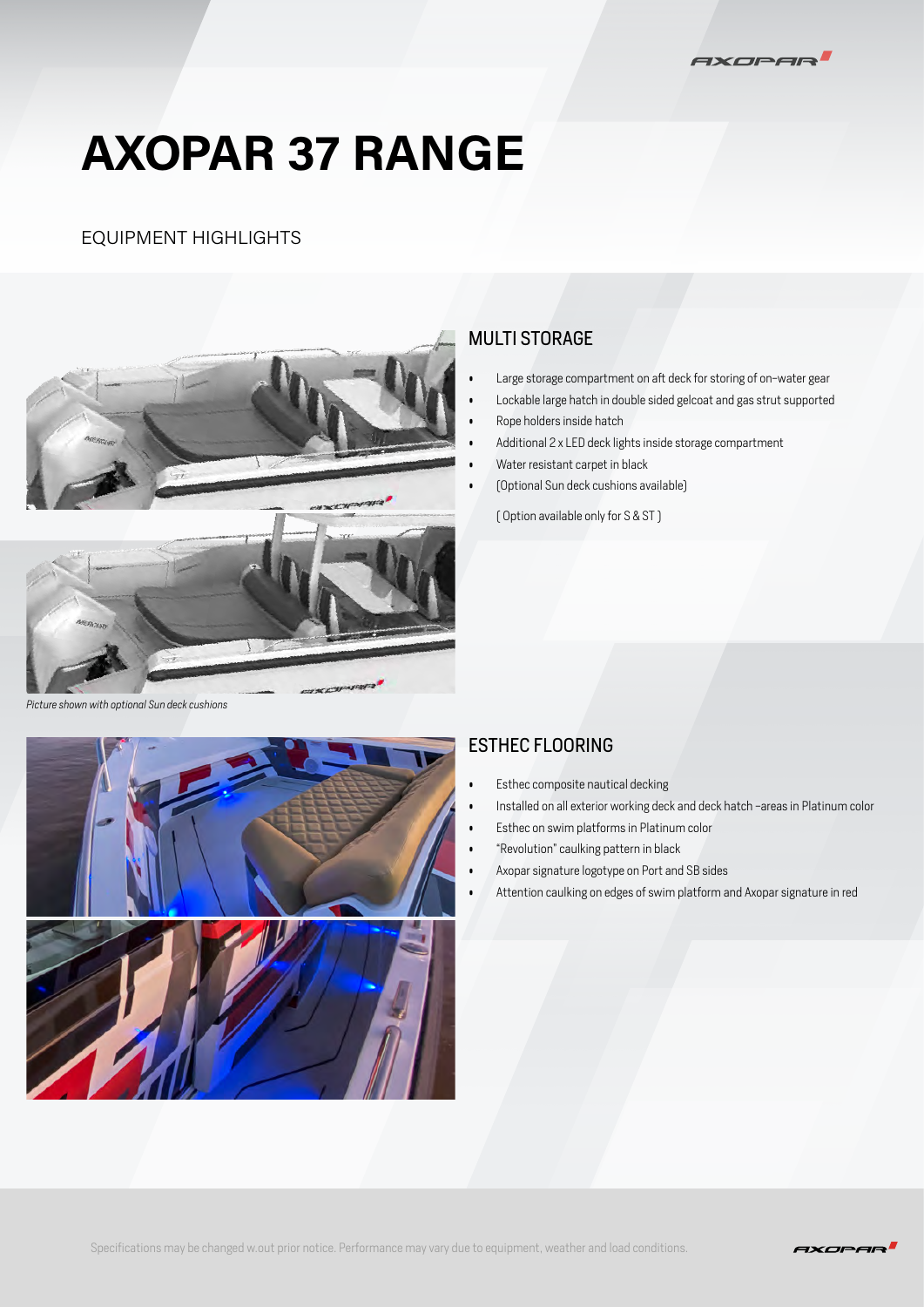# AXOPAR 37 RANGE

## EQUIPMENT HIGHLIGHTS

*Picture shown with optional Sun deck cushions*

### MULTI STORAGE

- Large storage compartment on aft deck for storing of on-water gear
- Lockable large hatch in double sided gelcoat and gas strut supported
- Rope holders inside hatch
- Additional 2 x LED deck lights inside storage compartment
- Water resistant carpet in black
- (Optional Sun deck cushions available)

( Option available only for S & ST )

### ESTHEC FLOORING

- Esthec composite nautical decking
- Installed on all exterior working deck and deck hatch -areas in Platinum color
- Esthec on swim platforms in Platinum color
- "Revolution" caulking pattern in black
- Axopar signature logotype on Port and SB sides
- Attention caulking on edges of swim platform and Axopar signature in red

Specifications may be changed w.out prior notice. Performance may vary due to equipment, weather and load conditions.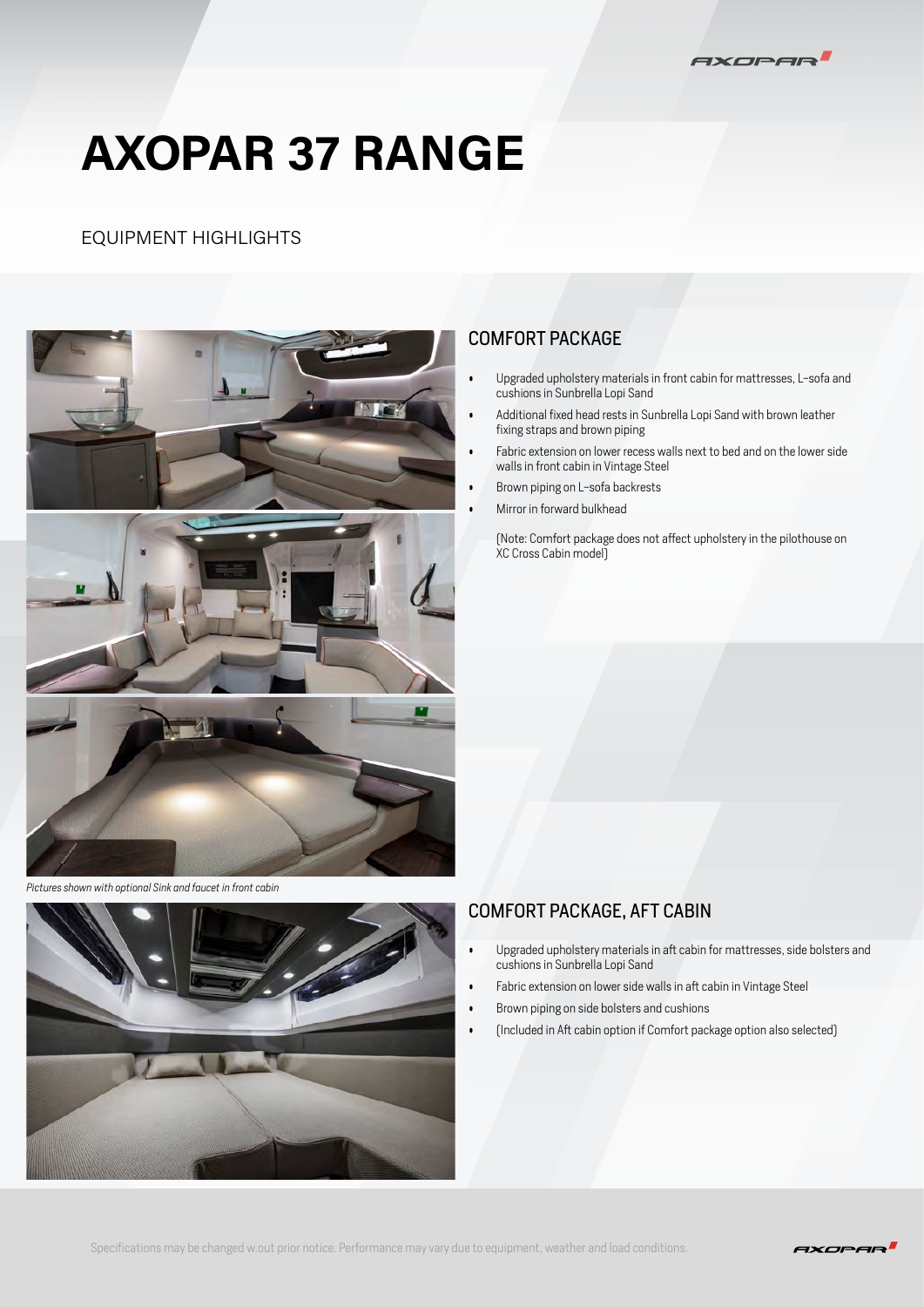# AXOPAR 37 RANGE

## EQUIPMENT HIGHLIGHTS

*Pictures shown with optional Sink and faucet in front cabin*

### COMFORT PACKAGE

- Upgraded upholstery materials in front cabin for mattresses, L-sofa and cushions in Sunbrella Lopi Sand
- Additional fixed head rests in Sunbrella Lopi Sand with brown leather fixing straps and brown piping
- Fabric extension on lower recess walls next to bed and on the lower side walls in front cabin in Vintage Steel
- Brown piping on L-sofa backrests
- Mirror in forward bulkhead

(Note: Comfort package does not affect upholstery in the pilothouse on XC Cross Cabin model)

### COMFORT PACKAGE, AFT CABIN

- Upgraded upholstery materials in aft cabin for mattresses, side bolsters and cushions in Sunbrella Lopi Sand
- Fabric extension on lower side walls in aft cabin in Vintage Steel
- Brown piping on side bolsters and cushions
- (Included in Aft cabin option if Comfort package option also selected)

Specifications may be changed w.out prior notice. Performance may vary due to equipment, weather and load conditions.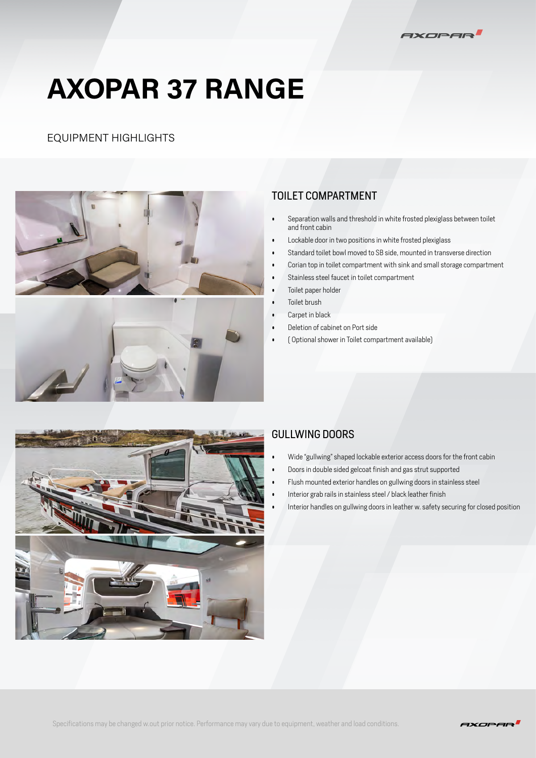# AXOPAR 37 RANGE

EQUIPMENT HIGHLIGHTS

## TOILET COMPARTMENT

- Separation walls and threshold in white frosted plexiglass between toilet and front cabin
- Lockable door in two positions in white frosted plexiglass
- Standard toilet bowl moved to SB side, mounted in transverse direction
- Corian top in toilet compartment with sink and small storage compartment
- Stainless steel faucet in toilet compartment
- Toilet paper holder
- Toilet brush
- Carpet in black
- Deletion of cabinet on Port side
- ( Optional shower in Toilet compartment available)

## GULLWING DOORS

- Wide "gullwing" shaped lockable exterior access doors for the front cabin
- Doors in double sided gelcoat finish and gas strut supported
- Flush mounted exterior handles on gullwing doors in stainless steel
- Interior grab rails in stainless steel / black leather finish
- Interior handles on gullwing doors in leather w. safety securing for closed position

Specifications may be changed w.out prior notice. Performance may vary due to equipment, weather and load conditions.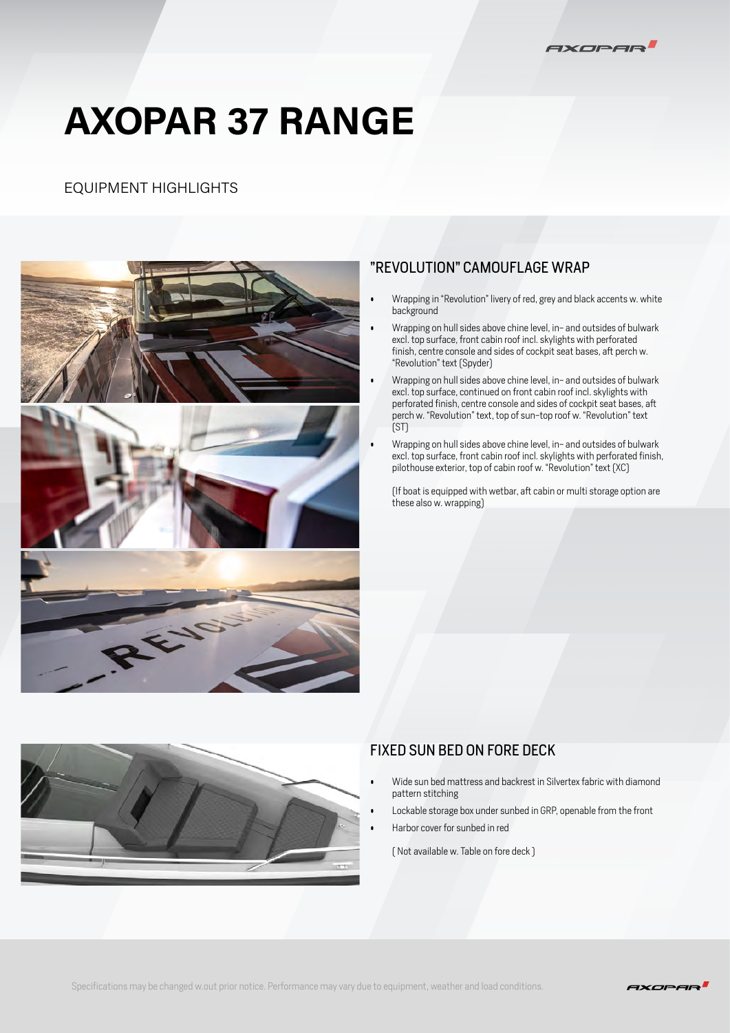# AXOPAR 37 RANGE

EQUIPMENT HIGHLIGHTS

## "REVOLUTION" CAMOUFLAGE WRAP

- Wrapping in "Revolution" livery of red, grey and black accents w. white background
- Wrapping on hull sides above chine level, in- and outsides of bulwark excl. top surface, front cabin roof incl. skylights with perforated finish, centre console and sides of cockpit seat bases, aft perch w. "Revolution" text (Spyder)
- Wrapping on hull sides above chine level, in- and outsides of bulwark excl. top surface, continued on front cabin roof incl. skylights with perforated finish, centre console and sides of cockpit seat bases, aft perch w. "Revolution" text, top of sun-top roof w. "Revolution" text (ST)
- Wrapping on hull sides above chine level, in- and outsides of bulwark excl. top surface, front cabin roof incl. skylights with perforated finish, pilothouse exterior, top of cabin roof w. "Revolution" text (XC)

  (If boat is equipped with wetbar, aft cabin or multi storage option are these also w. wrapping)

## FIXED SUN BED ON FORE DECK

- Wide sun bed mattress and backrest in Silvertex fabric with diamond pattern stitching
- Lockable storage box under sunbed in GRP, openable from the front
- Harbor cover for sunbed in red

  ( Not available w. Table on fore deck )

Specifications may be changed w.out prior notice. Performance may vary due to equipment, weather and load conditions.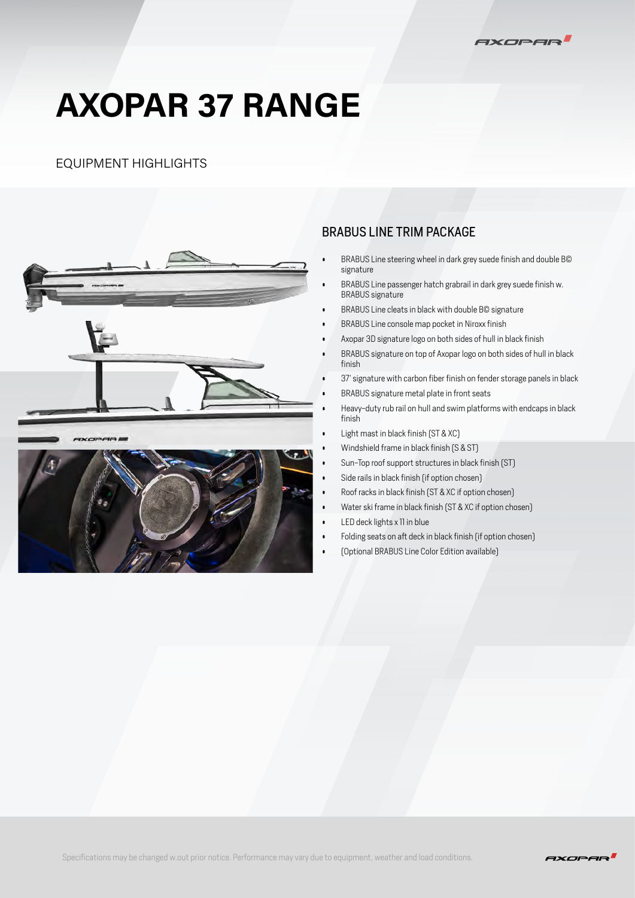# AXOPAR 37 RANGE

## EQUIPMENT HIGHLIGHTS

### BRABUS LINE TRIM PACKAGE

- BRABUS Line steering wheel in dark grey suede finish and double B© signature
- BRABUS Line passenger hatch grabrail in dark grey suede finish w. BRABUS signature
- BRABUS Line cleats in black with double B© signature
- BRABUS Line console map pocket in Niroxx finish
- Axopar 3D signature logo on both sides of hull in black finish
- BRABUS signature on top of Axopar logo on both sides of hull in black finish
- 37' signature with carbon fiber finish on fender storage panels in black
- BRABUS signature metal plate in front seats
- Heavy-duty rub rail on hull and swim platforms with endcaps in black finish
- Light mast in black finish (ST & XC)
- Windshield frame in black finish (S & ST)
- Sun-Top roof support structures in black finish (ST)
- Side rails in black finish (if option chosen)
- Roof racks in black finish (ST & XC if option chosen)
- Water ski frame in black finish (ST & XC if option chosen)
- LED deck lights x 11 in blue
- Folding seats on aft deck in black finish (if option chosen)
- (Optional BRABUS Line Color Edition available)

Specifications may be changed w.out prior notice. Performance may vary due to equipment, weather and load conditions.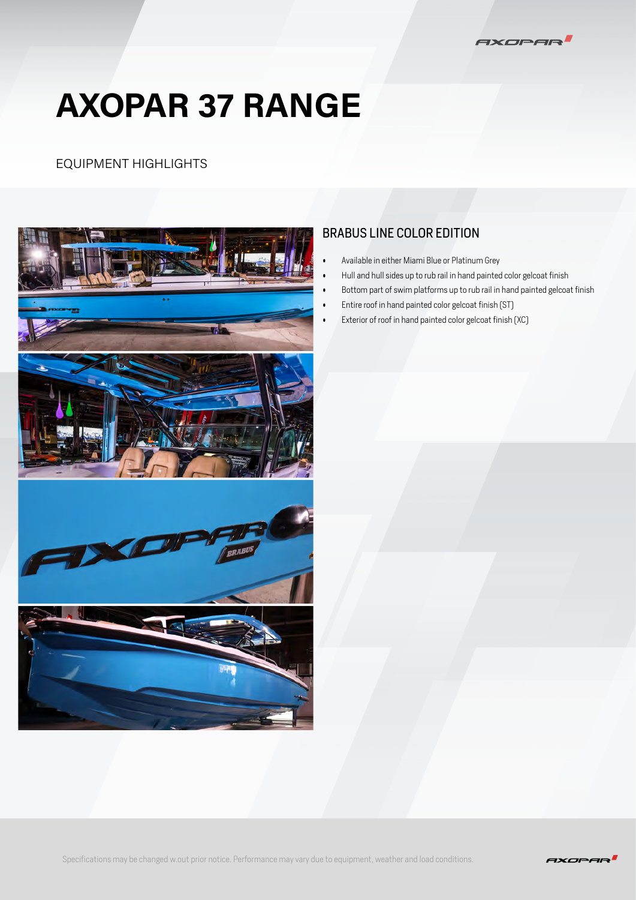# AXOPAR 37 RANGE

EQUIPMENT HIGHLIGHTS

## BRABUS LINE COLOR EDITION

- Available in either Miami Blue or Platinum Grey
- Hull and hull sides up to rub rail in hand painted color gelcoat finish
- Bottom part of swim platforms up to rub rail in hand painted gelcoat finish
- Entire roof in hand painted color gelcoat finish (ST)
- Exterior of roof in hand painted color gelcoat finish (XC)

Specifications may be changed w.out prior notice. Performance may vary due to equipment, weather and load conditions.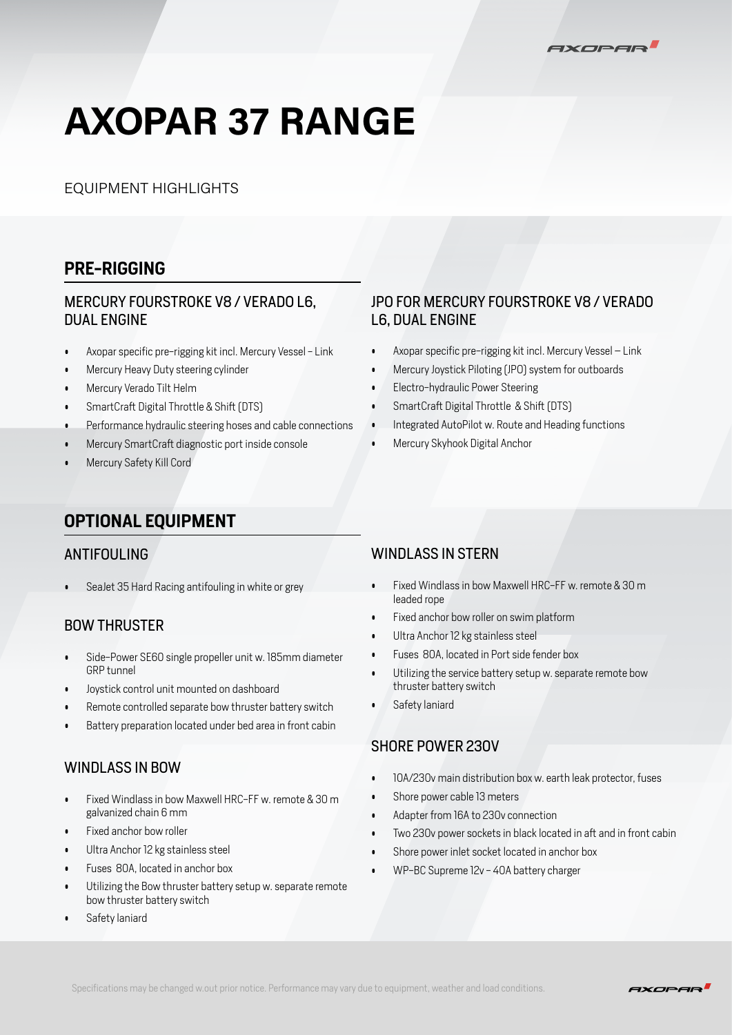# AXOPAR 37 RANGE

EQUIPMENT HIGHLIGHTS

## PRE-RIGGING

### MERCURY FOURSTROKE V8 / VERADO L6, DUAL ENGINE

- Axopar specific pre-rigging kit incl. Mercury Vessel - Link
- Mercury Heavy Duty steering cylinder
- Mercury Verado Tilt Helm
- SmartCraft Digital Throttle & Shift (DTS)
- Performance hydraulic steering hoses and cable connections
- Mercury SmartCraft diagnostic port inside console
- Mercury Safety Kill Cord

### JPO FOR MERCURY FOURSTROKE V8 / VERADO L6, DUAL ENGINE

- Axopar specific pre-rigging kit incl. Mercury Vessel – Link
- Mercury Joystick Piloting (JPO) system for outboards
- Electro-hydraulic Power Steering
- SmartCraft Digital Throttle & Shift (DTS)
- Integrated AutoPilot w. Route and Heading functions
- Mercury Skyhook Digital Anchor

## OPTIONAL EQUIPMENT

### ANTIFOULING

- SeaJet 35 Hard Racing antifouling in white or grey

### BOW THRUSTER

- Side-Power SE60 single propeller unit w. 185mm diameter GRP tunnel
- Joystick control unit mounted on dashboard
- Remote controlled separate bow thruster battery switch
- Battery preparation located under bed area in front cabin

### WINDLASS IN BOW

- Fixed Windlass in bow Maxwell HRC-FF w. remote & 30 m galvanized chain 6 mm
- Fixed anchor bow roller
- Ultra Anchor 12 kg stainless steel
- Fuses 80A, located in anchor box
- Utilizing the Bow thruster battery setup w. separate remote bow thruster battery switch
- Safety laniard

### WINDLASS IN STERN

- Fixed Windlass in bow Maxwell HRC-FF w. remote & 30 m leaded rope
- Fixed anchor bow roller on swim platform
- Ultra Anchor 12 kg stainless steel
- Fuses 80A, located in Port side fender box
- Utilizing the service battery setup w. separate remote bow thruster battery switch
- Safety laniard

### SHORE POWER 230V

- 10A/230v main distribution box w. earth leak protector, fuses
- Shore power cable 13 meters
- Adapter from 16A to 230v connection
- Two 230v power sockets in black located in aft and in front cabin
- Shore power inlet socket located in anchor box
- WP-BC Supreme 12v - 40A battery charger

Specifications may be changed w.out prior notice. Performance may vary due to equipment, weather and load conditions.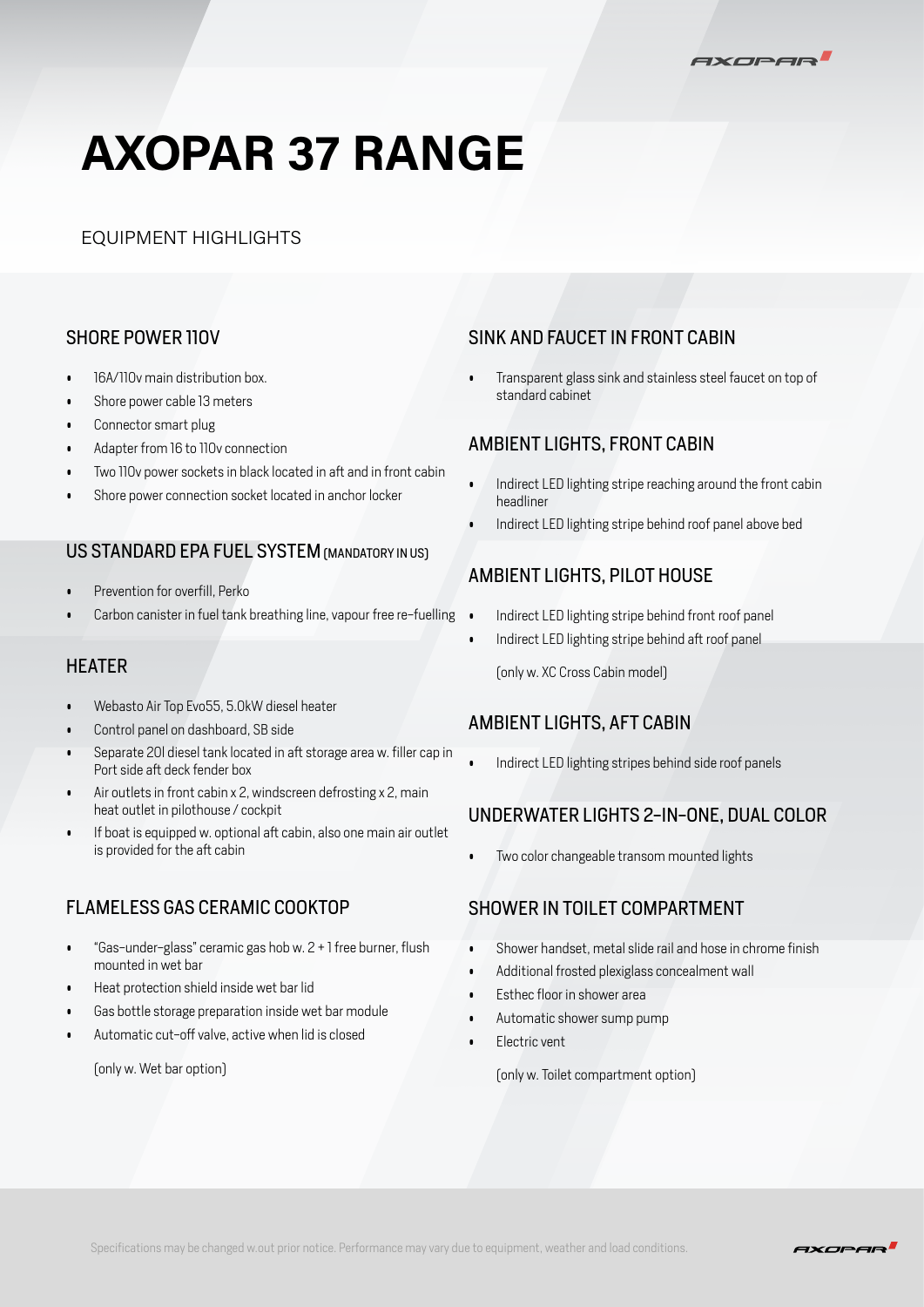# AXOPAR 37 RANGE

EQUIPMENT HIGHLIGHTS

## SHORE POWER 110V

- 16A/110v main distribution box.
- Shore power cable 13 meters
- Connector smart plug
- Adapter from 16 to 110v connection
- Two 110v power sockets in black located in aft and in front cabin
- Shore power connection socket located in anchor locker

## US STANDARD EPA FUEL SYSTEM (MANDATORY IN US)

- Prevention for overfill, Perko
- Carbon canister in fuel tank breathing line, vapour free re-fuelling

## HEATER

- Webasto Air Top Evo55, 5.0kW diesel heater
- Control panel on dashboard, SB side
- Separate 20l diesel tank located in aft storage area w. filler cap in Port side aft deck fender box
- Air outlets in front cabin x 2, windscreen defrosting x 2, main heat outlet in pilothouse / cockpit
- If boat is equipped w. optional aft cabin, also one main air outlet is provided for the aft cabin

## FLAMELESS GAS CERAMIC COOKTOP

- "Gas-under-glass" ceramic gas hob w. 2 + 1 free burner, flush mounted in wet bar
- Heat protection shield inside wet bar lid
- Gas bottle storage preparation inside wet bar module
- Automatic cut-off valve, active when lid is closed

(only w. Wet bar option)

## SINK AND FAUCET IN FRONT CABIN

- Transparent glass sink and stainless steel faucet on top of standard cabinet

## AMBIENT LIGHTS, FRONT CABIN

- Indirect LED lighting stripe reaching around the front cabin headliner
- Indirect LED lighting stripe behind roof panel above bed

## AMBIENT LIGHTS, PILOT HOUSE

- Indirect LED lighting stripe behind front roof panel
- Indirect LED lighting stripe behind aft roof panel

(only w. XC Cross Cabin model)

## AMBIENT LIGHTS, AFT CABIN

- Indirect LED lighting stripes behind side roof panels

## UNDERWATER LIGHTS 2-IN-ONE, DUAL COLOR

- Two color changeable transom mounted lights

## SHOWER IN TOILET COMPARTMENT

- Shower handset, metal slide rail and hose in chrome finish
- Additional frosted plexiglass concealment wall
- Esthec floor in shower area
- Automatic shower sump pump
- Electric vent

(only w. Toilet compartment option)

Specifications may be changed w.out prior notice. Performance may vary due to equipment, weather and load conditions.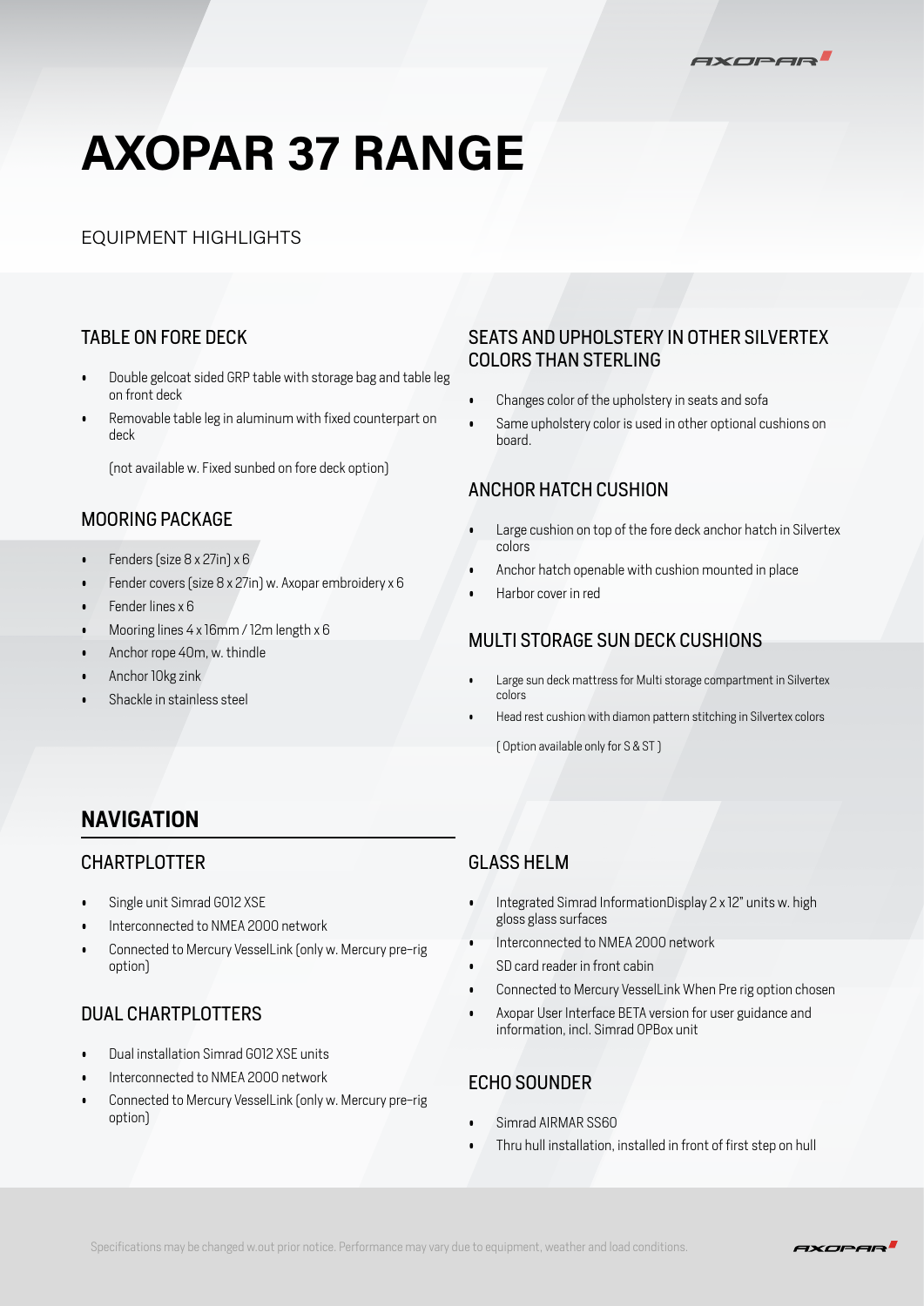# AXOPAR 37 RANGE

EQUIPMENT HIGHLIGHTS

### TABLE ON FORE DECK

- Double gelcoat sided GRP table with storage bag and table leg on front deck
- Removable table leg in aluminum with fixed counterpart on deck

(not available w. Fixed sunbed on fore deck option)

### MOORING PACKAGE

- Fenders (size 8 x 27in) x 6
- Fender covers (size 8 x 27in) w. Axopar embroidery x 6
- Fender lines x 6
- Mooring lines 4 x 16mm / 12m length x 6
- Anchor rope 40m, w. thindle
- Anchor 10kg zink
- Shackle in stainless steel

### SEATS AND UPHOLSTERY IN OTHER SILVERTEX COLORS THAN STERLING

- Changes color of the upholstery in seats and sofa
- Same upholstery color is used in other optional cushions on board.

### ANCHOR HATCH CUSHION

- Large cushion on top of the fore deck anchor hatch in Silvertex colors
- Anchor hatch openable with cushion mounted in place
- Harbor cover in red

### MULTI STORAGE SUN DECK CUSHIONS

- Large sun deck mattress for Multi storage compartment in Silvertex colors
- Head rest cushion with diamon pattern stitching in Silvertex colors

( Option available only for S & ST )

## NAVIGATION

### CHARTPLOTTER

- Single unit Simrad GO12 XSE
- Interconnected to NMEA 2000 network
- Connected to Mercury VesselLink (only w. Mercury pre-rig option)

### DUAL CHARTPLOTTERS

- Dual installation Simrad GO12 XSE units
- Interconnected to NMEA 2000 network
- Connected to Mercury VesselLink (only w. Mercury pre-rig option)

### GLASS HELM

- Integrated Simrad InformationDisplay 2 x 12" units w. high gloss glass surfaces
- Interconnected to NMEA 2000 network
- SD card reader in front cabin
- Connected to Mercury VesselLink When Pre rig option chosen
- Axopar User Interface BETA version for user guidance and information, incl. Simrad OPBox unit

### ECHO SOUNDER

- Simrad AIRMAR SS60
- Thru hull installation, installed in front of first step on hull

Specifications may be changed w.out prior notice. Performance may vary due to equipment, weather and load conditions.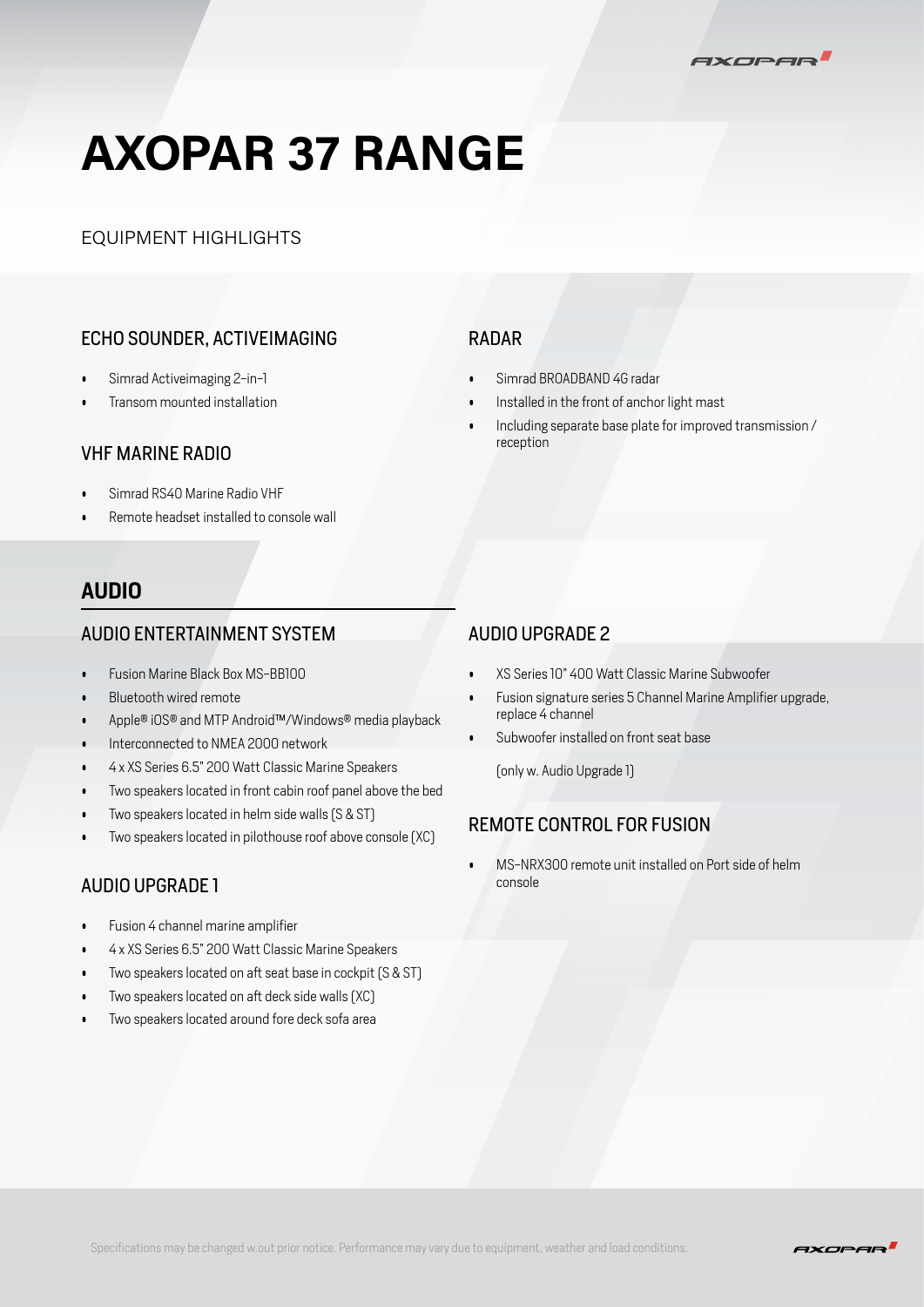# AXOPAR 37 RANGE

EQUIPMENT HIGHLIGHTS

### ECHO SOUNDER, ACTIVEIMAGING

- Simrad Activeimaging 2-in-1
- Transom mounted installation

### VHF MARINE RADIO

- Simrad RS40 Marine Radio VHF
- Remote headset installed to console wall

### RADAR

- Simrad BROADBAND 4G radar
- Installed in the front of anchor light mast
- Including separate base plate for improved transmission / reception

## AUDIO

### AUDIO ENTERTAINMENT SYSTEM

- Fusion Marine Black Box MS-BB100
- Bluetooth wired remote
- Apple® iOS® and MTP Android™/Windows® media playback
- Interconnected to NMEA 2000 network
- 4 x XS Series 6.5" 200 Watt Classic Marine Speakers
- Two speakers located in front cabin roof panel above the bed
- Two speakers located in helm side walls (S & ST)
- Two speakers located in pilothouse roof above console (XC)

### AUDIO UPGRADE 1

- Fusion 4 channel marine amplifier
- 4 x XS Series 6.5" 200 Watt Classic Marine Speakers
- Two speakers located on aft seat base in cockpit (S & ST)
- Two speakers located on aft deck side walls (XC)
- Two speakers located around fore deck sofa area

### AUDIO UPGRADE 2

- XS Series 10" 400 Watt Classic Marine Subwoofer
- Fusion signature series 5 Channel Marine Amplifier upgrade, replace 4 channel
- Subwoofer installed on front seat base

(only w. Audio Upgrade 1)

### REMOTE CONTROL FOR FUSION

- MS-NRX300 remote unit installed on Port side of helm console

Specifications may be changed w.out prior notice. Performance may vary due to equipment, weather and load conditions.